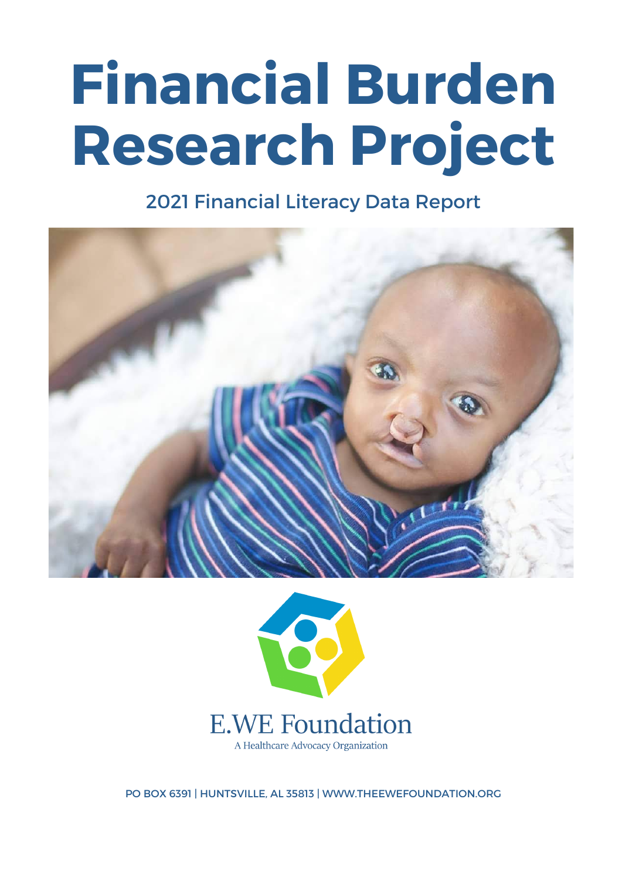# Financial Burden Research Project

2021 Financial Literacy Data Report

E.WE Foundation

A Healthcare Advocacy Organization

PO BOX 6391 | HUNTSVILLE, AL 35813 | WWW.THEEWEFOUNDATION.ORG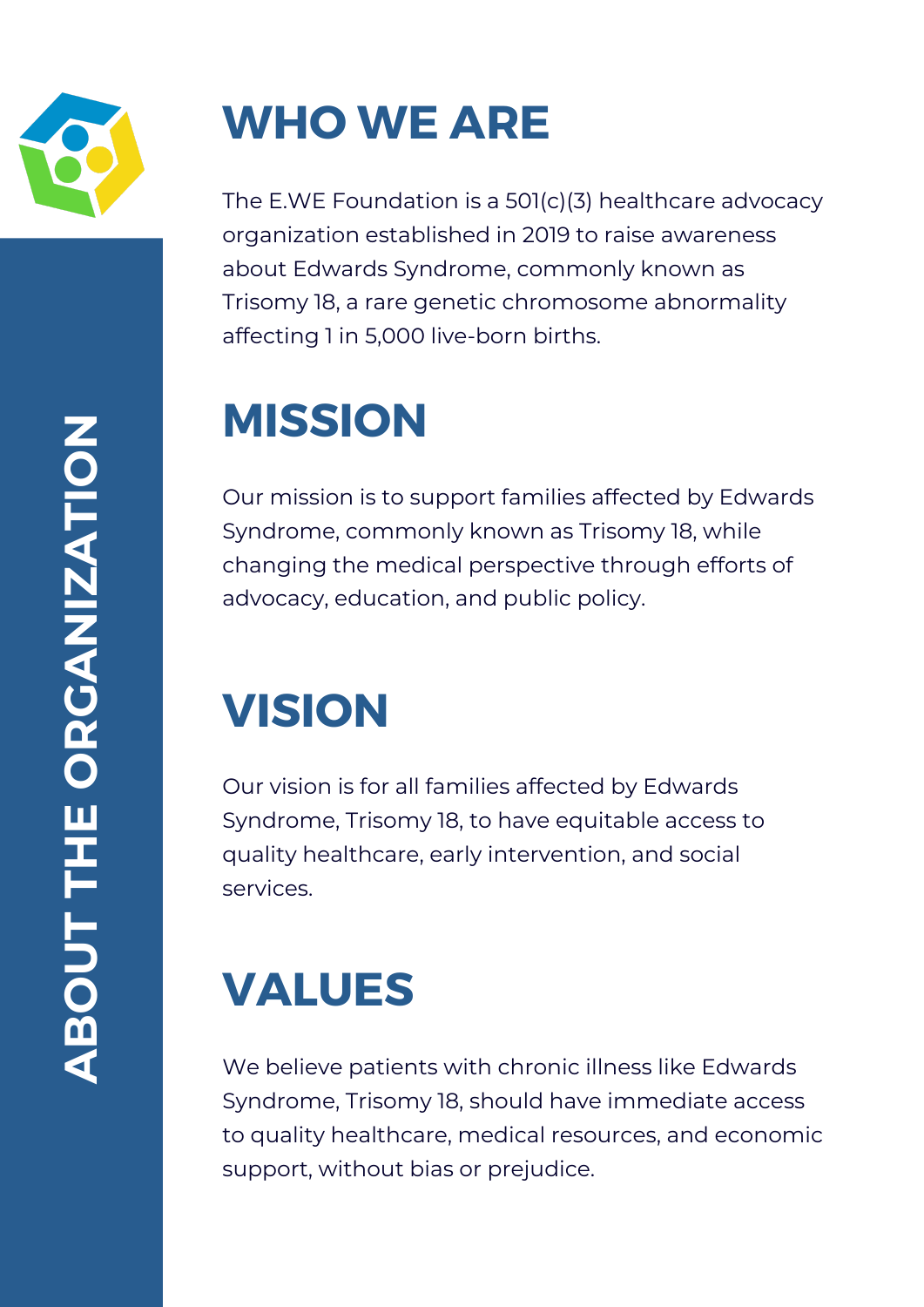# ABOUT THE ORGANIZATION

## WHO WE ARE

The E.WE Foundation is a 501(c)(3) healthcare advocacy organization established in 2019 to raise awareness about Edwards Syndrome, commonly known as Trisomy 18, a rare genetic chromosome abnormality affecting 1 in 5,000 live-born births.

## MISSION

Our mission is to support families affected by Edwards Syndrome, commonly known as Trisomy 18, while changing the medical perspective through efforts of advocacy, education, and public policy.

## VISION

Our vision is for all families affected by Edwards Syndrome, Trisomy 18, to have equitable access to quality healthcare, early intervention, and social services.

## VALUES

We believe patients with chronic illness like Edwards Syndrome, Trisomy 18, should have immediate access to quality healthcare, medical resources, and economic support, without bias or prejudice.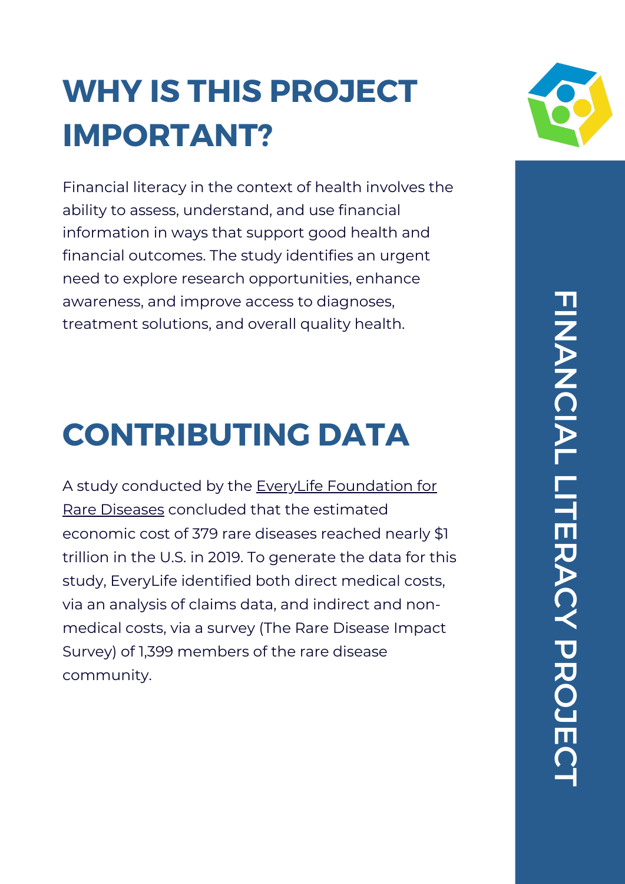# WHY IS THIS PROJECT IMPORTANT?

Financial literacy in the context of health involves the ability to assess, understand, and use financial information in ways that support good health and financial outcomes. The study identifies an urgent need to explore research opportunities, enhance awareness, and improve access to diagnoses, treatment solutions, and overall quality health.

# CONTRIBUTING DATA

A study conducted by the EveryLife Foundation for Rare Diseases concluded that the estimated economic cost of 379 rare diseases reached nearly $1 trillion in the U.S. in 2019. To generate the data for this study, EveryLife identified both direct medical costs, via an analysis of claims data, and indirect and non-medical costs, via a survey (The Rare Disease Impact Survey) of 1,399 members of the rare disease community.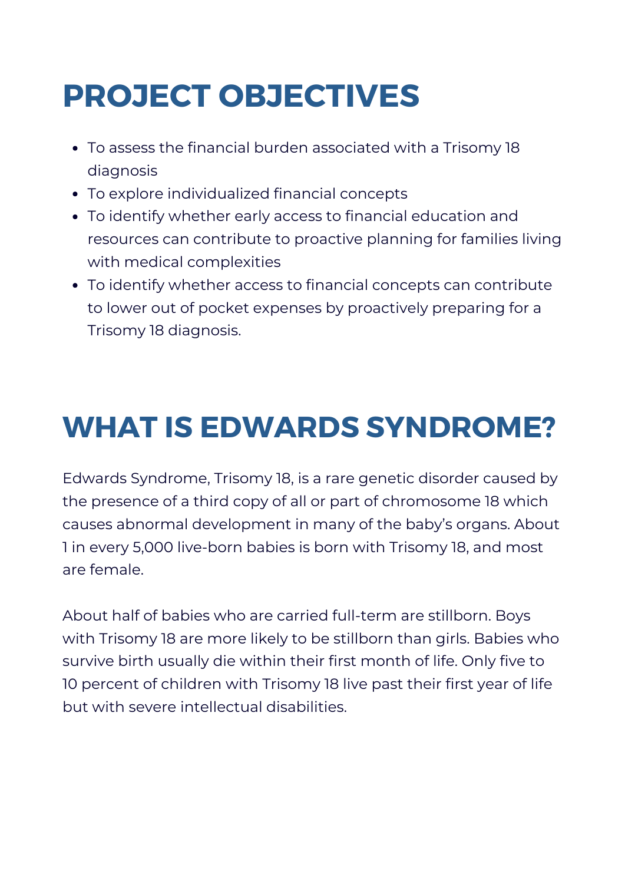# PROJECT OBJECTIVES

- To assess the financial burden associated with a Trisomy 18 diagnosis
- To explore individualized financial concepts
- To identify whether early access to financial education and resources can contribute to proactive planning for families living with medical complexities
- To identify whether access to financial concepts can contribute to lower out of pocket expenses by proactively preparing for a Trisomy 18 diagnosis.

# WHAT IS EDWARDS SYNDROME?

Edwards Syndrome, Trisomy 18, is a rare genetic disorder caused by the presence of a third copy of all or part of chromosome 18 which causes abnormal development in many of the baby's organs. About 1 in every 5,000 live-born babies is born with Trisomy 18, and most are female.

About half of babies who are carried full-term are stillborn. Boys with Trisomy 18 are more likely to be stillborn than girls. Babies who survive birth usually die within their first month of life. Only five to 10 percent of children with Trisomy 18 live past their first year of life but with severe intellectual disabilities.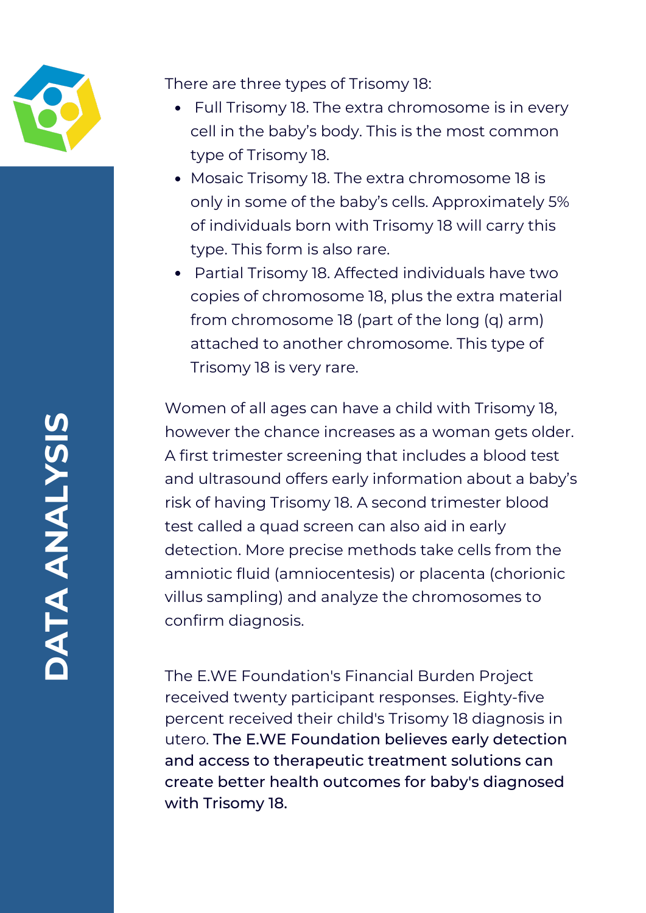# DATA ANALYSIS

There are three types of Trisomy 18:

- Full Trisomy 18. The extra chromosome is in every cell in the baby's body. This is the most common type of Trisomy 18.
- Mosaic Trisomy 18. The extra chromosome 18 is only in some of the baby's cells. Approximately 5% of individuals born with Trisomy 18 will carry this type. This form is also rare.
- Partial Trisomy 18. Affected individuals have two copies of chromosome 18, plus the extra material from chromosome 18 (part of the long (q) arm) attached to another chromosome. This type of Trisomy 18 is very rare.

Women of all ages can have a child with Trisomy 18, however the chance increases as a woman gets older. A first trimester screening that includes a blood test and ultrasound offers early information about a baby's risk of having Trisomy 18. A second trimester blood test called a quad screen can also aid in early detection. More precise methods take cells from the amniotic fluid (amniocentesis) or placenta (chorionic villus sampling) and analyze the chromosomes to confirm diagnosis.

The E.WE Foundation's Financial Burden Project received twenty participant responses. Eighty-five percent received their child's Trisomy 18 diagnosis in utero. **The E.WE Foundation believes early detection and access to therapeutic treatment solutions can create better health outcomes for baby's diagnosed with Trisomy 18.**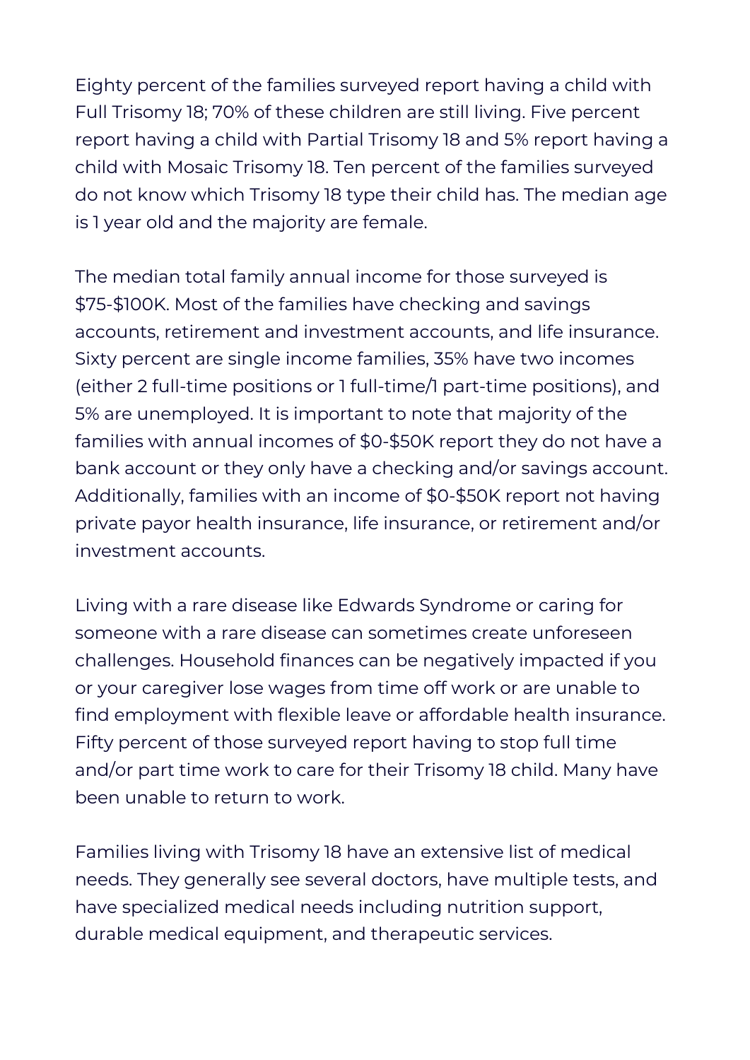Eighty percent of the families surveyed report having a child with Full Trisomy 18; 70% of these children are still living. Five percent report having a child with Partial Trisomy 18 and 5% report having a child with Mosaic Trisomy 18. Ten percent of the families surveyed do not know which Trisomy 18 type their child has. The median age is 1 year old and the majority are female.

The median total family annual income for those surveyed is $75-$100K. Most of the families have checking and savings accounts, retirement and investment accounts, and life insurance. Sixty percent are single income families, 35% have two incomes (either 2 full-time positions or 1 full-time/1 part-time positions), and 5% are unemployed. It is important to note that majority of the families with annual incomes of $0-$50K report they do not have a bank account or they only have a checking and/or savings account. Additionally, families with an income of $0-$50K report not having private payor health insurance, life insurance, or retirement and/or investment accounts.

Living with a rare disease like Edwards Syndrome or caring for someone with a rare disease can sometimes create unforeseen challenges. Household finances can be negatively impacted if you or your caregiver lose wages from time off work or are unable to find employment with flexible leave or affordable health insurance. Fifty percent of those surveyed report having to stop full time and/or part time work to care for their Trisomy 18 child. Many have been unable to return to work.

Families living with Trisomy 18 have an extensive list of medical needs. They generally see several doctors, have multiple tests, and have specialized medical needs including nutrition support, durable medical equipment, and therapeutic services.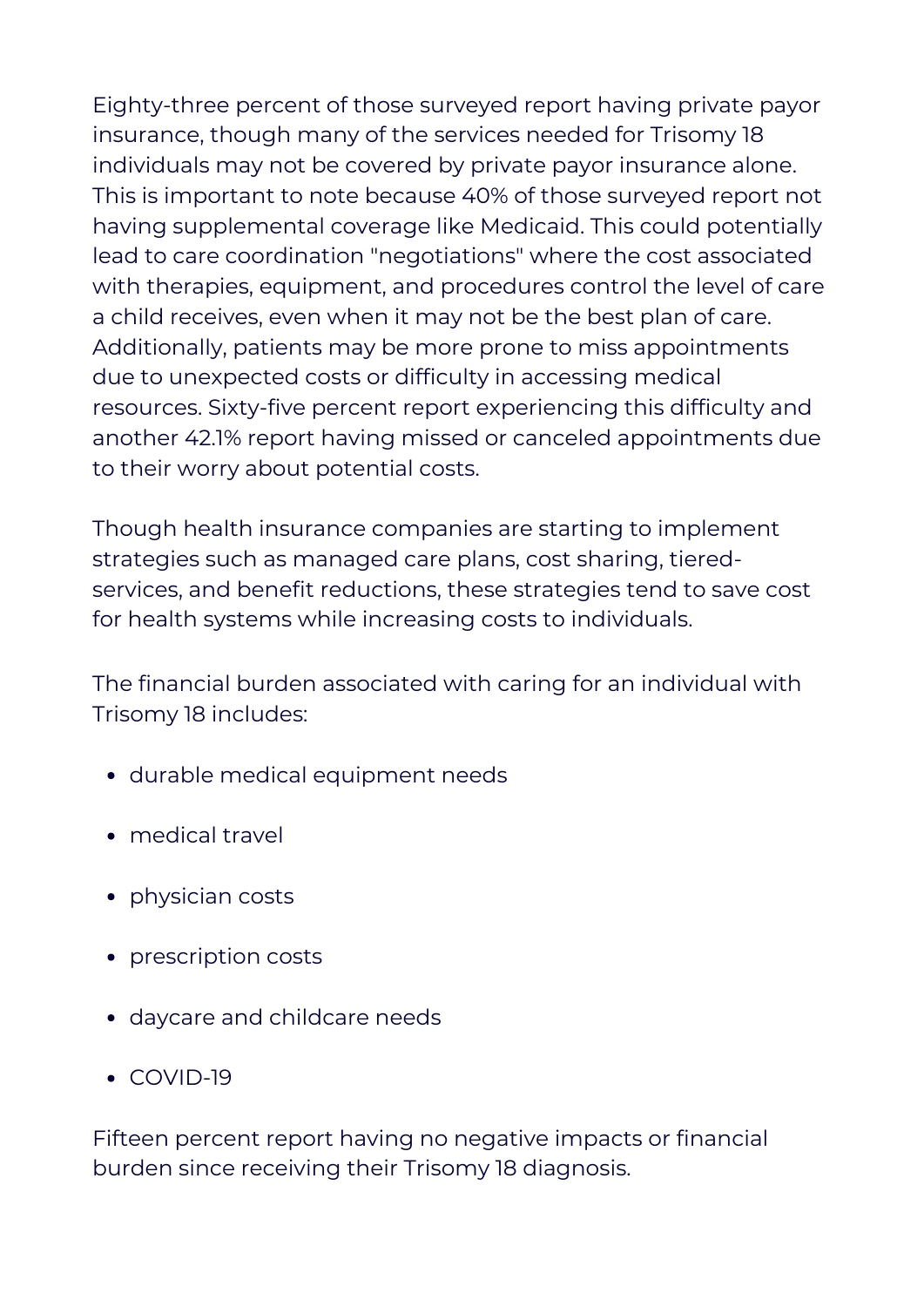Eighty-three percent of those surveyed report having private payor insurance, though many of the services needed for Trisomy 18 individuals may not be covered by private payor insurance alone. This is important to note because 40% of those surveyed report not having supplemental coverage like Medicaid. This could potentially lead to care coordination "negotiations" where the cost associated with therapies, equipment, and procedures control the level of care a child receives, even when it may not be the best plan of care. Additionally, patients may be more prone to miss appointments due to unexpected costs or difficulty in accessing medical resources. Sixty-five percent report experiencing this difficulty and another 42.1% report having missed or canceled appointments due to their worry about potential costs.

Though health insurance companies are starting to implement strategies such as managed care plans, cost sharing, tiered-services, and benefit reductions, these strategies tend to save cost for health systems while increasing costs to individuals.

The financial burden associated with caring for an individual with Trisomy 18 includes:

- durable medical equipment needs
- medical travel
- physician costs
- prescription costs
- daycare and childcare needs
- COVID-19

Fifteen percent report having no negative impacts or financial burden since receiving their Trisomy 18 diagnosis.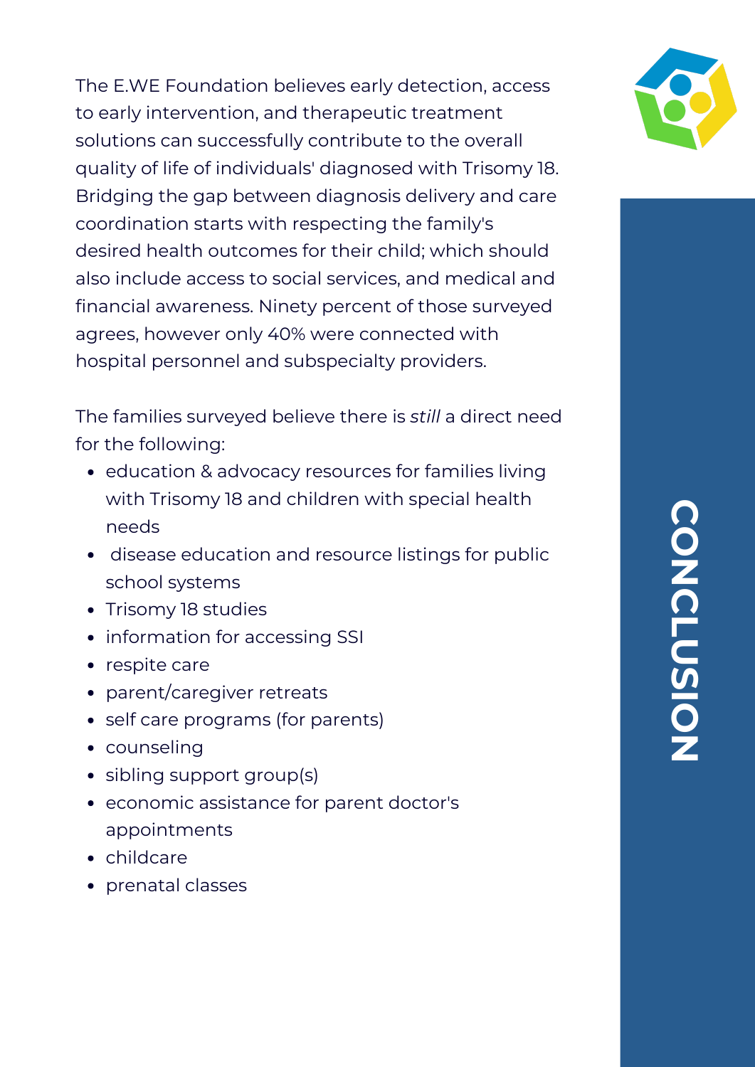# CONCLUSION

The E.WE Foundation believes early detection, access to early intervention, and therapeutic treatment solutions can successfully contribute to the overall quality of life of individuals' diagnosed with Trisomy 18. Bridging the gap between diagnosis delivery and care coordination starts with respecting the family's desired health outcomes for their child; which should also include access to social services, and medical and financial awareness. Ninety percent of those surveyed agrees, however only 40% were connected with hospital personnel and subspecialty providers.

The families surveyed believe there is *still* a direct need for the following:

- education & advocacy resources for families living with Trisomy 18 and children with special health needs
- disease education and resource listings for public school systems
- Trisomy 18 studies
- information for accessing SSI
- respite care
- parent/caregiver retreats
- self care programs (for parents)
- counseling
- sibling support group(s)
- economic assistance for parent doctor's appointments
- childcare
- prenatal classes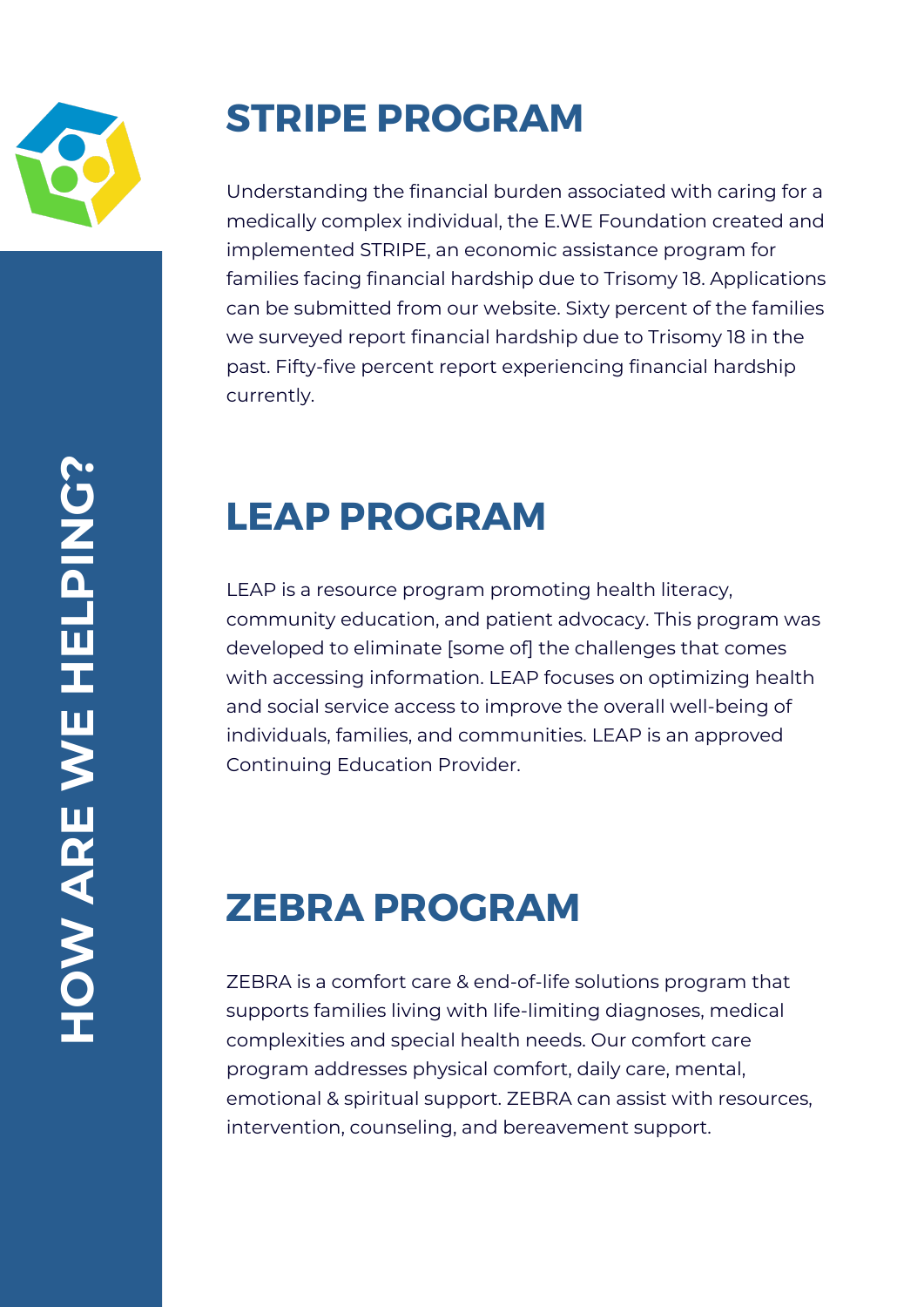# HOW ARE WE HELPING?

## STRIPE PROGRAM

Understanding the financial burden associated with caring for a medically complex individual, the E.WE Foundation created and implemented STRIPE, an economic assistance program for families facing financial hardship due to Trisomy 18. Applications can be submitted from our website. Sixty percent of the families we surveyed report financial hardship due to Trisomy 18 in the past. Fifty-five percent report experiencing financial hardship currently.

## LEAP PROGRAM

LEAP is a resource program promoting health literacy, community education, and patient advocacy. This program was developed to eliminate [some of] the challenges that comes with accessing information. LEAP focuses on optimizing health and social service access to improve the overall well-being of individuals, families, and communities. LEAP is an approved Continuing Education Provider.

## ZEBRA PROGRAM

ZEBRA is a comfort care & end-of-life solutions program that supports families living with life-limiting diagnoses, medical complexities and special health needs. Our comfort care program addresses physical comfort, daily care, mental, emotional & spiritual support. ZEBRA can assist with resources, intervention, counseling, and bereavement support.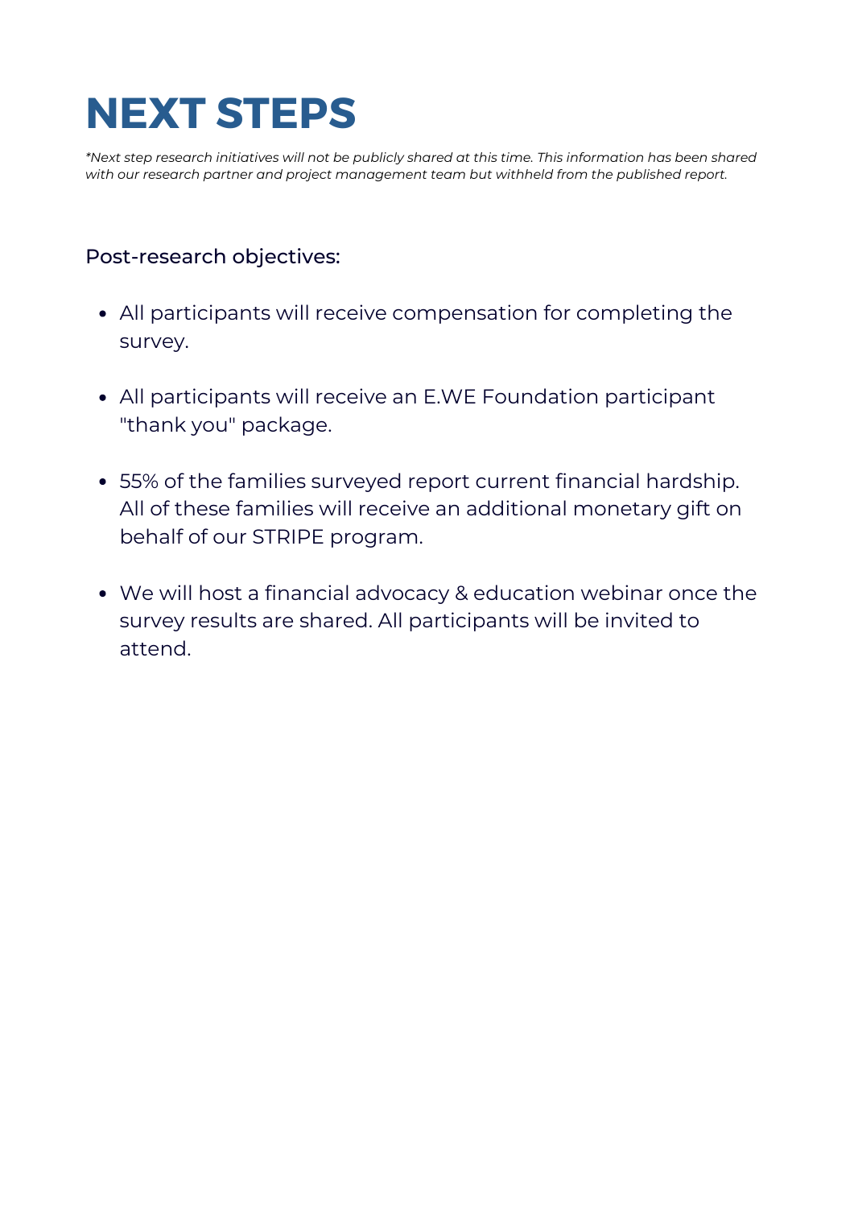# NEXT STEPS

*\*Next step research initiatives will not be publicly shared at this time. This information has been shared with our research partner and project management team but withheld from the published report.*

Post-research objectives:

- All participants will receive compensation for completing the survey.
- All participants will receive an E.WE Foundation participant "thank you" package.
- 55% of the families surveyed report current financial hardship. All of these families will receive an additional monetary gift on behalf of our STRIPE program.
- We will host a financial advocacy & education webinar once the survey results are shared. All participants will be invited to attend.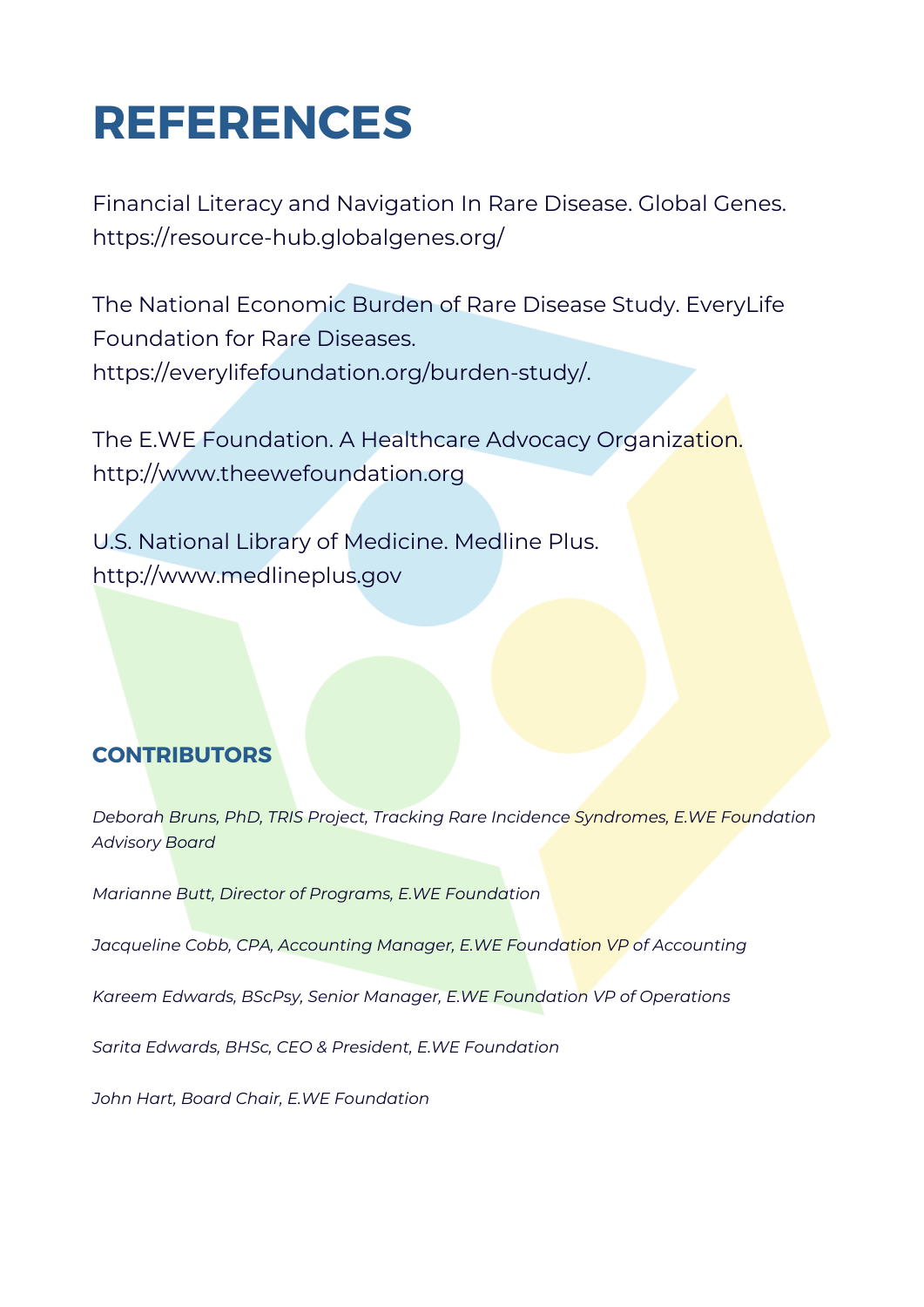# REFERENCES

Financial Literacy and Navigation In Rare Disease. Global Genes. https://resource-hub.globalgenes.org/

The National Economic Burden of Rare Disease Study. EveryLife Foundation for Rare Diseases. https://everylifefoundation.org/burden-study/.

The E.WE Foundation. A Healthcare Advocacy Organization. http://www.theewefoundation.org

U.S. National Library of Medicine. Medline Plus. http://www.medlineplus.gov

## CONTRIBUTORS

*Deborah Bruns, PhD, TRIS Project, Tracking Rare Incidence Syndromes, E.WE Foundation Advisory Board*

*Marianne Butt, Director of Programs, E.WE Foundation*

*Jacqueline Cobb, CPA, Accounting Manager, E.WE Foundation VP of Accounting*

*Kareem Edwards, BScPsy, Senior Manager, E.WE Foundation VP of Operations*

*Sarita Edwards, BHSc, CEO & President, E.WE Foundation*

*John Hart, Board Chair, E.WE Foundation*